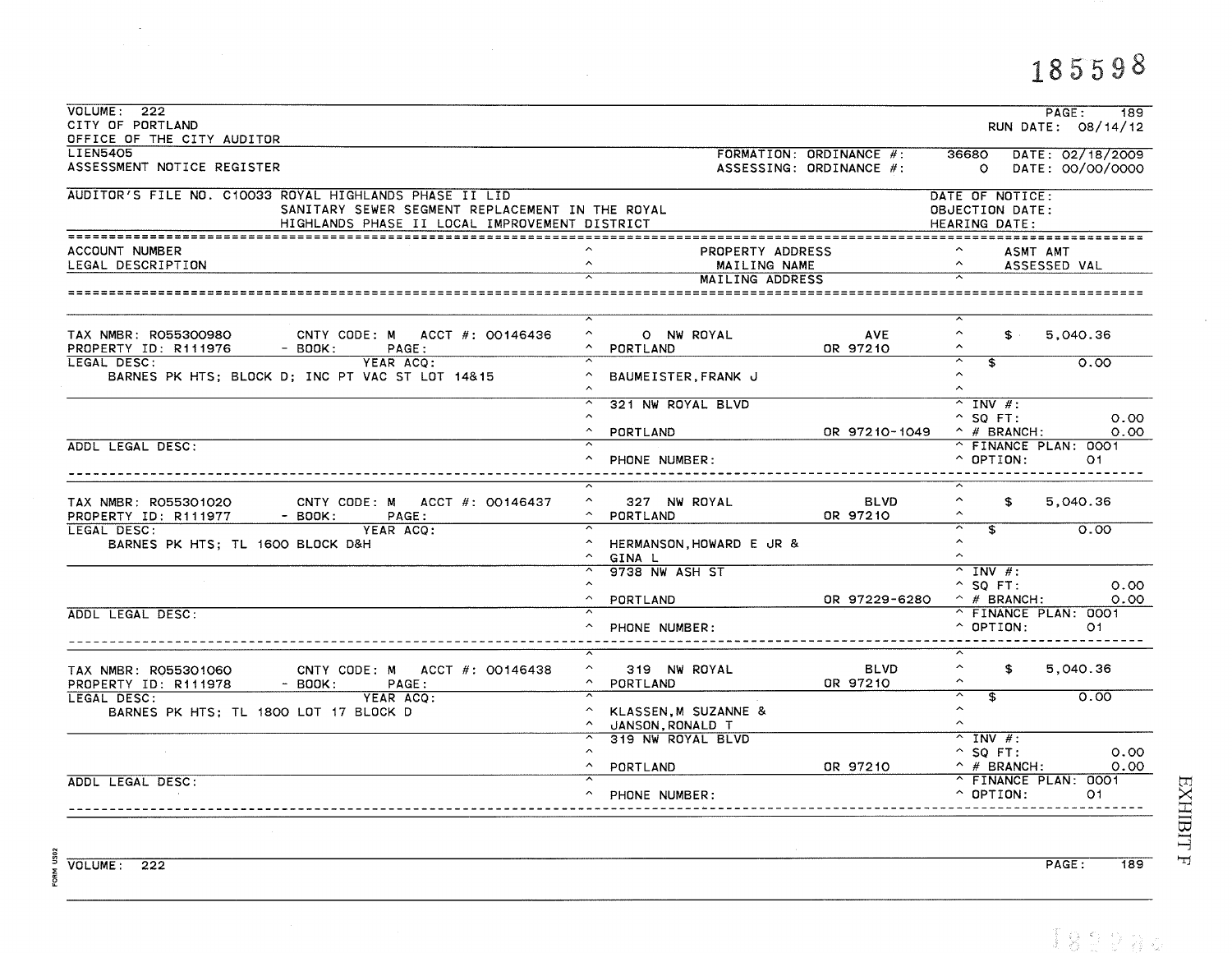185598

VOLUME: 222
CITY OF PORTLAND
OFFICE OF THE CITY AUDITOR

PAGE: 189
RUN DATE: 08/14/12

LIEN5405
ASSESSMENT NOTICE REGISTER

FORMATION: ORDINANCE #: 36680 DATE: 02/18/2009
ASSESSING: ORDINANCE #: 0 DATE: 00/00/0000

AUDITOR'S FILE NO. C10033 ROYAL HIGHLANDS PHASE II LID
SANITARY SEWER SEGMENT REPLACEMENT IN THE ROYAL
HIGHLANDS PHASE II LOCAL IMPROVEMENT DISTRICT

DATE OF NOTICE:
OBJECTION DATE:
HEARING DATE:

| ACCOUNT NUMBER / LEGAL DESCRIPTION | PROPERTY ADDRESS / MAILING NAME / MAILING ADDRESS | ASMT AMT / ASSESSED VAL |
|---|---|---|
| TAX NMBR: R055300980 CNTY CODE: M ACCT #: 00146436<br>PROPERTY ID: R111976 - BOOK: PAGE:<br>LEGAL DESC: YEAR ACQ:<br>BARNES PK HTS; BLOCK D; INC PT VAC ST LOT 14&15<br>ADDL LEGAL DESC: | 0 NW ROYAL AVE<br>PORTLAND OR 97210<br>BAUMEISTER,FRANK J<br>321 NW ROYAL BLVD<br>PORTLAND OR 97210-1049<br>PHONE NUMBER: | $ 5,040.36<br>$ 0.00<br>INV #:<br>SQ FT: 0.00<br># BRANCH: 0.00<br>FINANCE PLAN: 0001<br>OPTION: 01 |
| TAX NMBR: R055301020 CNTY CODE: M ACCT #: 00146437<br>PROPERTY ID: R111977 - BOOK: PAGE:<br>LEGAL DESC: YEAR ACQ:<br>BARNES PK HTS; TL 1600 BLOCK D&H<br>ADDL LEGAL DESC: | 327 NW ROYAL BLVD<br>PORTLAND OR 97210<br>HERMANSON,HOWARD E JR &<br>GINA L<br>9738 NW ASH ST<br>PORTLAND OR 97229-6280<br>PHONE NUMBER: | $ 5,040.36<br>$ 0.00<br>INV #:<br>SQ FT: 0.00<br># BRANCH: 0.00<br>FINANCE PLAN: 0001<br>OPTION: 01 |
| TAX NMBR: R055301060 CNTY CODE: M ACCT #: 00146438<br>PROPERTY ID: R111978 - BOOK: PAGE:<br>LEGAL DESC: YEAR ACQ:<br>BARNES PK HTS; TL 1800 LOT 17 BLOCK D<br>ADDL LEGAL DESC: | 319 NW ROYAL BLVD<br>PORTLAND OR 97210<br>KLASSEN,M SUZANNE &<br>JANSON,RONALD T<br>319 NW ROYAL BLVD<br>PORTLAND OR 97210<br>PHONE NUMBER: | $ 5,040.36<br>$ 0.00<br>INV #:<br>SQ FT: 0.00<br># BRANCH: 0.00<br>FINANCE PLAN: 0001<br>OPTION: 01 |

EXHIBIT F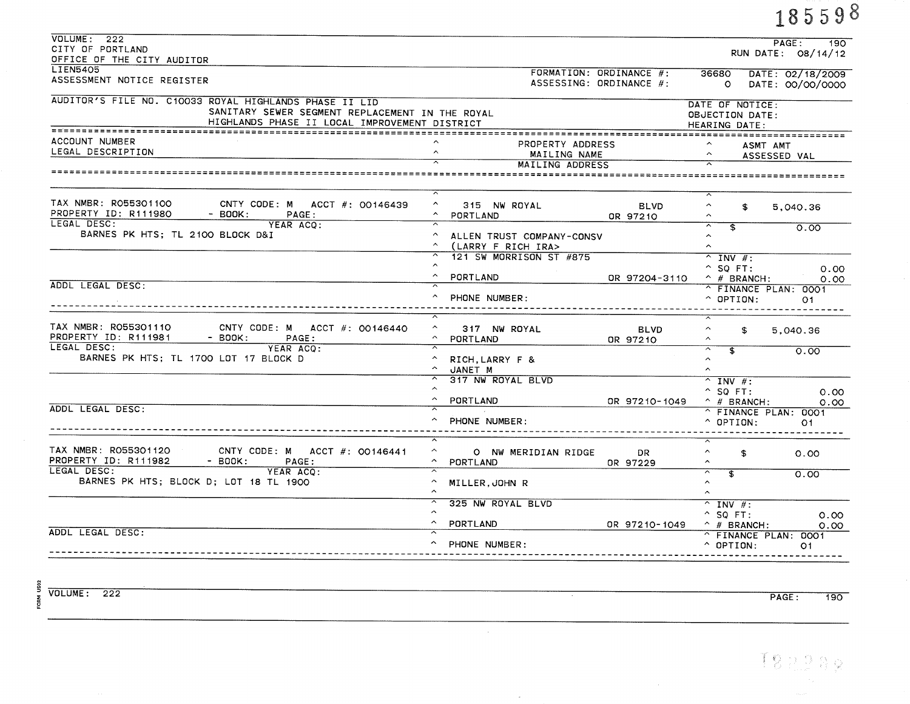185598

VOLUME: 222
CITY OF PORTLAND
OFFICE OF THE CITY AUDITOR
LIEN5405
ASSESSMENT NOTICE REGISTER

RUN DATE: 08/14/12

FORMATION: ORDINANCE #: 36680 DATE: 02/18/2009
ASSESSING: ORDINANCE #: 0 DATE: 00/00/0000

AUDITOR'S FILE NO. C10033 ROYAL HIGHLANDS PHASE II LID
SANITARY SEWER SEGMENT REPLACEMENT IN THE ROYAL
HIGHLANDS PHASE II LOCAL IMPROVEMENT DISTRICT

DATE OF NOTICE:
OBJECTION DATE:
HEARING DATE:

| ACCOUNT NUMBER / LEGAL DESCRIPTION | PROPERTY ADDRESS / MAILING NAME / MAILING ADDRESS | ASMT AMT / ASSESSED VAL |
|---|---|---|
| TAX NMBR: R055301100 CNTY CODE: M ACCT #: 00146439<br>PROPERTY ID: R111980 - BOOK: PAGE:<br>LEGAL DESC: YEAR ACQ:<br>BARNES PK HTS; TL 2100 BLOCK D&I<br>ADDL LEGAL DESC: | 315 NW ROYAL BLVD<br>PORTLAND OR 97210<br>ALLEN TRUST COMPANY-CONSV<br>(LARRY F RICH IRA><br>121 SW MORRISON ST #875<br>PORTLAND OR 97204-3110<br>PHONE NUMBER: | $ 5,040.36<br>$ 0.00<br>INV #:<br>SQ FT: 0.00<br># BRANCH: 0.00<br>FINANCE PLAN: 0001<br>OPTION: 01 |
| TAX NMBR: R055301110 CNTY CODE: M ACCT #: 00146440<br>PROPERTY ID: R111981 - BOOK: PAGE:<br>LEGAL DESC: YEAR ACQ:<br>BARNES PK HTS; TL 1700 LOT 17 BLOCK D<br>ADDL LEGAL DESC: | 317 NW ROYAL BLVD<br>PORTLAND OR 97210<br>RICH,LARRY F &<br>JANET M<br>317 NW ROYAL BLVD<br>PORTLAND OR 97210-1049<br>PHONE NUMBER: | $ 5,040.36<br>$ 0.00<br>INV #:<br>SQ FT: 0.00<br># BRANCH: 0.00<br>FINANCE PLAN: 0001<br>OPTION: 01 |
| TAX NMBR: R055301120 CNTY CODE: M ACCT #: 00146441<br>PROPERTY ID: R111982 - BOOK: PAGE:<br>LEGAL DESC: YEAR ACQ:<br>BARNES PK HTS; BLOCK D; LOT 18 TL 1900<br>ADDL LEGAL DESC: | 0 NW MERIDIAN RIDGE DR<br>PORTLAND OR 97229<br>MILLER,JOHN R<br>325 NW ROYAL BLVD<br>PORTLAND OR 97210-1049<br>PHONE NUMBER: | $ 0.00<br>$ 0.00<br>INV #:<br>SQ FT: 0.00<br># BRANCH: 0.00<br>FINANCE PLAN: 0001<br>OPTION: 01 |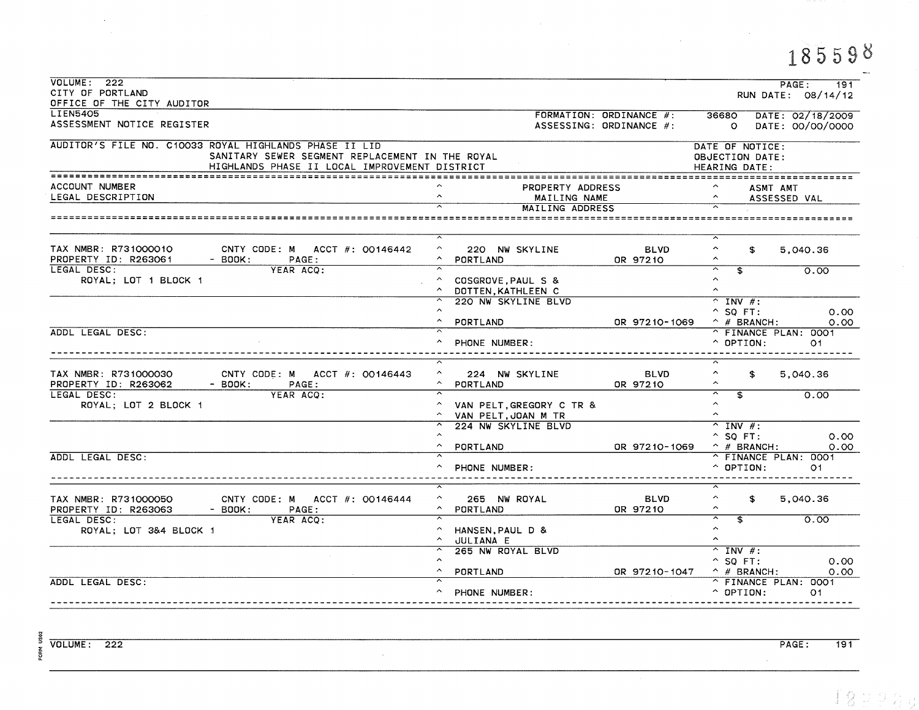185598

VOLUME: 222
CITY OF PORTLAND
OFFICE OF THE CITY AUDITOR

PAGE: 191
RUN DATE: 08/14/12

LIEN5405
ASSESSMENT NOTICE REGISTER

FORMATION: ORDINANCE #: 36680 DATE: 02/18/2009
ASSESSING: ORDINANCE #: 0 DATE: 00/00/0000

AUDITOR'S FILE NO. C10033 ROYAL HIGHLANDS PHASE II LID
SANITARY SEWER SEGMENT REPLACEMENT IN THE ROYAL
HIGHLANDS PHASE II LOCAL IMPROVEMENT DISTRICT

DATE OF NOTICE:
OBJECTION DATE:
HEARING DATE:

| ACCOUNT NUMBER / LEGAL DESCRIPTION | PROPERTY ADDRESS / MAILING NAME / MAILING ADDRESS | ASMT AMT / ASSESSED VAL |
|---|---|---|
| TAX NMBR: R731000010 CNTY CODE: M ACCT #: 00146442<br>PROPERTY ID: R263061 - BOOK: PAGE:<br>LEGAL DESC: YEAR ACQ:<br>ROYAL; LOT 1 BLOCK 1<br>ADDL LEGAL DESC: | 220 NW SKYLINE BLVD<br>PORTLAND OR 97210<br>COSGROVE,PAUL S &<br>DOTTEN,KATHLEEN C<br>220 NW SKYLINE BLVD<br>PORTLAND OR 97210-1069<br>PHONE NUMBER: | $ 5,040.36<br>$ 0.00<br>INV #:<br>SQ FT: 0.00<br># BRANCH: 0.00<br>FINANCE PLAN: 0001<br>OPTION: 01 |
| TAX NMBR: R731000030 CNTY CODE: M ACCT #: 00146443<br>PROPERTY ID: R263062 - BOOK: PAGE:<br>LEGAL DESC: YEAR ACQ:<br>ROYAL; LOT 2 BLOCK 1<br>ADDL LEGAL DESC: | 224 NW SKYLINE BLVD<br>PORTLAND OR 97210<br>VAN PELT,GREGORY C TR &<br>VAN PELT,JOAN M TR<br>224 NW SKYLINE BLVD<br>PORTLAND OR 97210-1069<br>PHONE NUMBER: | $ 5,040.36<br>$ 0.00<br>INV #:<br>SQ FT: 0.00<br># BRANCH: 0.00<br>FINANCE PLAN: 0001<br>OPTION: 01 |
| TAX NMBR: R731000050 CNTY CODE: M ACCT #: 00146444<br>PROPERTY ID: R263063 - BOOK: PAGE:<br>LEGAL DESC: YEAR ACQ:<br>ROYAL; LOT 3&4 BLOCK 1<br>ADDL LEGAL DESC: | 265 NW ROYAL BLVD<br>PORTLAND OR 97210<br>HANSEN,PAUL D &<br>JULIANA E<br>265 NW ROYAL BLVD<br>PORTLAND OR 97210-1047<br>PHONE NUMBER: | $ 5,040.36<br>$ 0.00<br>INV #:<br>SQ FT: 0.00<br># BRANCH: 0.00<br>FINANCE PLAN: 0001<br>OPTION: 01 |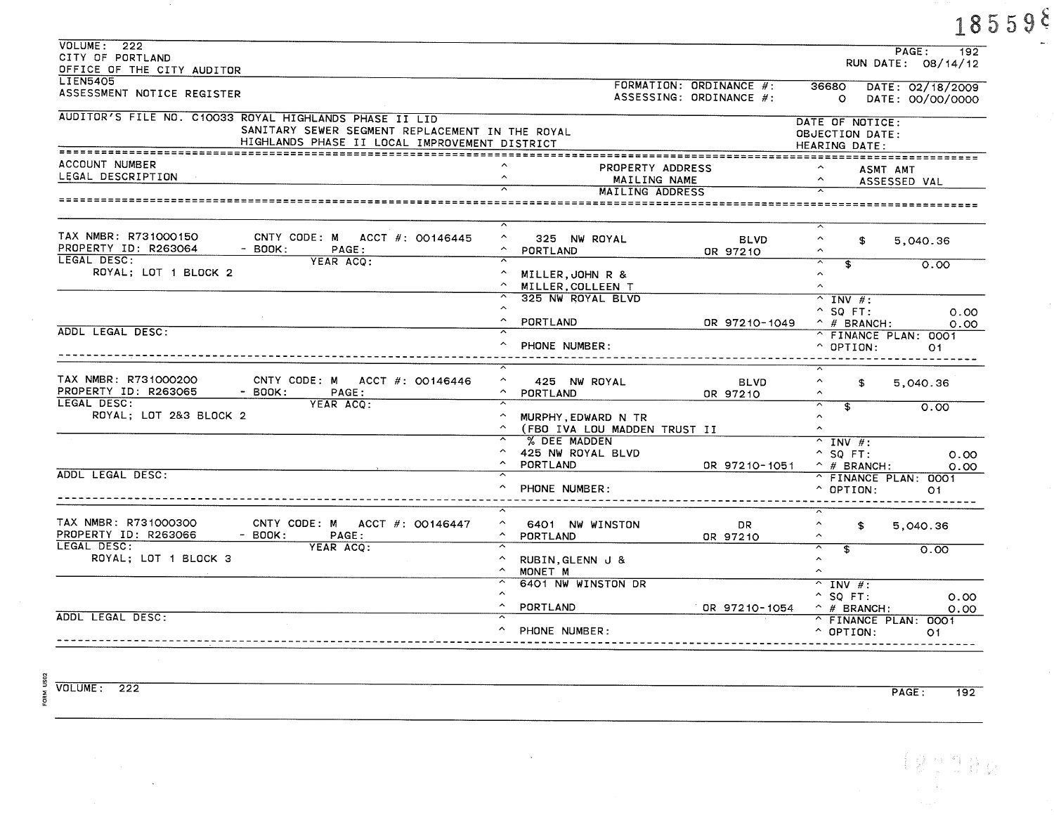185598

VOLUME: 222
CITY OF PORTLAND
OFFICE OF THE CITY AUDITOR
LIEN5405
ASSESSMENT NOTICE REGISTER

PAGE: 192
RUN DATE: 08/14/12

FORMATION: ORDINANCE #: 36680 DATE: 02/18/2009
ASSESSING: ORDINANCE #: 0 DATE: 00/00/0000

AUDITOR'S FILE NO. C10033 ROYAL HIGHLANDS PHASE II LID
SANITARY SEWER SEGMENT REPLACEMENT IN THE ROYAL
HIGHLANDS PHASE II LOCAL IMPROVEMENT DISTRICT

DATE OF NOTICE:
OBJECTION DATE:
HEARING DATE:

| ACCOUNT NUMBER / LEGAL DESCRIPTION | PROPERTY ADDRESS / MAILING NAME / MAILING ADDRESS | ASMT AMT / ASSESSED VAL |
|---|---|---|
| TAX NMBR: R731000150 CNTY CODE: M ACCT #: 00146445<br>PROPERTY ID: R263064 - BOOK: PAGE:<br>LEGAL DESC: YEAR ACQ:<br>ROYAL; LOT 1 BLOCK 2<br>ADDL LEGAL DESC: | 325 NW ROYAL BLVD<br>PORTLAND OR 97210<br>MILLER,JOHN R &<br>MILLER,COLLEEN T<br>325 NW ROYAL BLVD<br>PORTLAND OR 97210-1049<br>PHONE NUMBER: | $ 5,040.36<br>$ 0.00<br>INV #:<br>SQ FT: 0.00<br># BRANCH: 0.00<br>FINANCE PLAN: 0001<br>OPTION: 01 |
| TAX NMBR: R731000200 CNTY CODE: M ACCT #: 00146446<br>PROPERTY ID: R263065 - BOOK: PAGE:<br>LEGAL DESC: YEAR ACQ:<br>ROYAL; LOT 2&3 BLOCK 2<br>ADDL LEGAL DESC: | 425 NW ROYAL BLVD<br>PORTLAND OR 97210<br>MURPHY,EDWARD N TR<br>(FBO IVA LOU MADDEN TRUST II<br>% DEE MADDEN<br>425 NW ROYAL BLVD<br>PORTLAND OR 97210-1051<br>PHONE NUMBER: | $ 5,040.36<br>$ 0.00<br>INV #:<br>SQ FT: 0.00<br># BRANCH: 0.00<br>FINANCE PLAN: 0001<br>OPTION: 01 |
| TAX NMBR: R731000300 CNTY CODE: M ACCT #: 00146447<br>PROPERTY ID: R263066 - BOOK: PAGE:<br>LEGAL DESC: YEAR ACQ:<br>ROYAL; LOT 1 BLOCK 3<br>ADDL LEGAL DESC: | 6401 NW WINSTON DR<br>PORTLAND OR 97210<br>RUBIN,GLENN J &<br>MONET M<br>6401 NW WINSTON DR<br>PORTLAND OR 97210-1054<br>PHONE NUMBER: | $ 5,040.36<br>$ 0.00<br>INV #:<br>SQ FT: 0.00<br># BRANCH: 0.00<br>FINANCE PLAN: 0001<br>OPTION: 01 |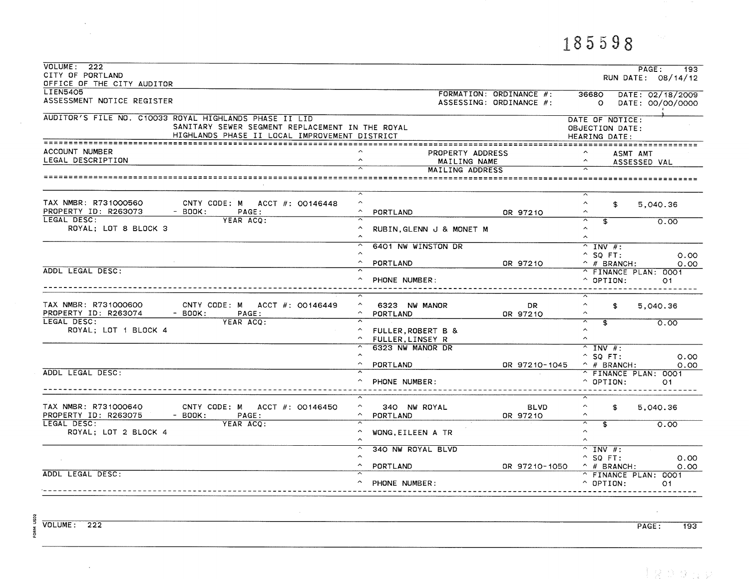185598

VOLUME: 222
CITY OF PORTLAND
OFFICE OF THE CITY AUDITOR

PAGE: 193
RUN DATE: 08/14/12

LIEN5405
ASSESSMENT NOTICE REGISTER

FORMATION: ORDINANCE #: 36680 DATE: 02/18/2009
ASSESSING: ORDINANCE #: 0 DATE: 00/00/0000

AUDITOR'S FILE NO. C10033 ROYAL HIGHLANDS PHASE II LID
SANITARY SEWER SEGMENT REPLACEMENT IN THE ROYAL
HIGHLANDS PHASE II LOCAL IMPROVEMENT DISTRICT

DATE OF NOTICE:
OBJECTION DATE:
HEARING DATE:

| ACCOUNT NUMBER / LEGAL DESCRIPTION | PROPERTY ADDRESS / MAILING NAME / MAILING ADDRESS | ASMT AMT / ASSESSED VAL |
|---|---|---|
| TAX NMBR: R731000560 CNTY CODE: M ACCT #: 00146448<br>PROPERTY ID: R263073 - BOOK: PAGE:<br>LEGAL DESC: YEAR ACQ:<br>ROYAL; LOT 8 BLOCK 3<br>ADDL LEGAL DESC: | PORTLAND OR 97210<br>RUBIN,GLENN J & MONET M<br>6401 NW WINSTON DR<br>PORTLAND OR 97210<br>PHONE NUMBER: | $ 5,040.36<br>$ 0.00<br>INV #:<br>SQ FT: 0.00<br># BRANCH: 0.00<br>FINANCE PLAN: 0001<br>OPTION: 01 |
| TAX NMBR: R731000600 CNTY CODE: M ACCT #: 00146449<br>PROPERTY ID: R263074 - BOOK: PAGE:<br>LEGAL DESC: YEAR ACQ:<br>ROYAL; LOT 1 BLOCK 4<br>ADDL LEGAL DESC: | 6323 NW MANOR DR<br>PORTLAND OR 97210<br>FULLER,ROBERT B &<br>FULLER,LINSEY R<br>6323 NW MANOR DR<br>PORTLAND OR 97210-1045<br>PHONE NUMBER: | $ 5,040.36<br>$ 0.00<br>INV #:<br>SQ FT: 0.00<br># BRANCH: 0.00<br>FINANCE PLAN: 0001<br>OPTION: 01 |
| TAX NMBR: R731000640 CNTY CODE: M ACCT #: 00146450<br>PROPERTY ID: R263075 - BOOK: PAGE:<br>LEGAL DESC: YEAR ACQ:<br>ROYAL; LOT 2 BLOCK 4<br>ADDL LEGAL DESC: | 340 NW ROYAL BLVD<br>PORTLAND OR 97210<br>WONG,EILEEN A TR<br>340 NW ROYAL BLVD<br>PORTLAND OR 97210-1050<br>PHONE NUMBER: | $ 5,040.36<br>$ 0.00<br>INV #:<br>SQ FT: 0.00<br># BRANCH: 0.00<br>FINANCE PLAN: 0001<br>OPTION: 01 |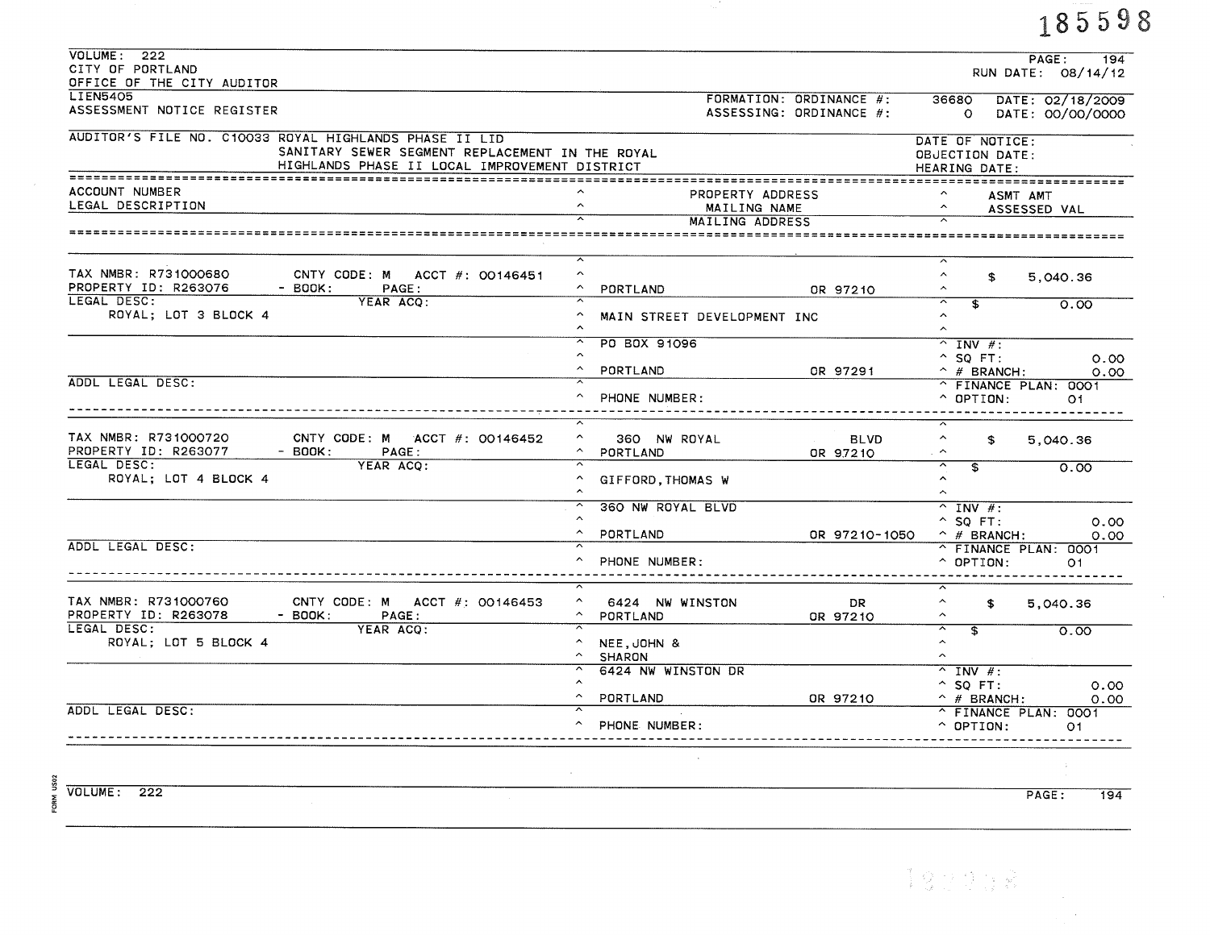185598

VOLUME: 222
CITY OF PORTLAND
OFFICE OF THE CITY AUDITOR
LIEN5405
ASSESSMENT NOTICE REGISTER

PAGE: 194
RUN DATE: 08/14/12

FORMATION: ORDINANCE #: 36680 DATE: 02/18/2009
ASSESSING: ORDINANCE #: 0 DATE: 00/00/0000

AUDITOR'S FILE NO. C10033 ROYAL HIGHLANDS PHASE II LID
SANITARY SEWER SEGMENT REPLACEMENT IN THE ROYAL HIGHLANDS PHASE II LOCAL IMPROVEMENT DISTRICT

DATE OF NOTICE:
OBJECTION DATE:
HEARING DATE:

| ACCOUNT NUMBER / LEGAL DESCRIPTION | PROPERTY ADDRESS / MAILING NAME / MAILING ADDRESS | ASMT AMT / ASSESSED VAL |
|---|---|---|
| TAX NMBR: R731000680 CNTY CODE: M ACCT #: 00146451<br>PROPERTY ID: R263076 - BOOK: PAGE:<br>LEGAL DESC: YEAR ACQ:<br>ROYAL; LOT 3 BLOCK 4<br>ADDL LEGAL DESC: | PORTLAND OR 97210<br>MAIN STREET DEVELOPMENT INC<br>PO BOX 91096<br>PORTLAND OR 97291<br>PHONE NUMBER: | $ 5,040.36<br>$ 0.00<br>INV #:<br>SQ FT: 0.00<br># BRANCH: 0.00<br>FINANCE PLAN: 0001<br>OPTION: 01 |
| TAX NMBR: R731000720 CNTY CODE: M ACCT #: 00146452<br>PROPERTY ID: R263077 - BOOK: PAGE:<br>LEGAL DESC: YEAR ACQ:<br>ROYAL; LOT 4 BLOCK 4<br>ADDL LEGAL DESC: | 360 NW ROYAL BLVD<br>PORTLAND OR 97210<br>GIFFORD,THOMAS W<br>360 NW ROYAL BLVD<br>PORTLAND OR 97210-1050<br>PHONE NUMBER: | $ 5,040.36<br>$ 0.00<br>INV #:<br>SQ FT: 0.00<br># BRANCH: 0.00<br>FINANCE PLAN: 0001<br>OPTION: 01 |
| TAX NMBR: R731000760 CNTY CODE: M ACCT #: 00146453<br>PROPERTY ID: R263078 - BOOK: PAGE:<br>LEGAL DESC: YEAR ACQ:<br>ROYAL; LOT 5 BLOCK 4<br>ADDL LEGAL DESC: | 6424 NW WINSTON DR<br>PORTLAND OR 97210<br>NEE,JOHN &<br>SHARON<br>6424 NW WINSTON DR<br>PORTLAND OR 97210<br>PHONE NUMBER: | $ 5,040.36<br>$ 0.00<br>INV #:<br>SQ FT: 0.00<br># BRANCH: 0.00<br>FINANCE PLAN: 0001<br>OPTION: 01 |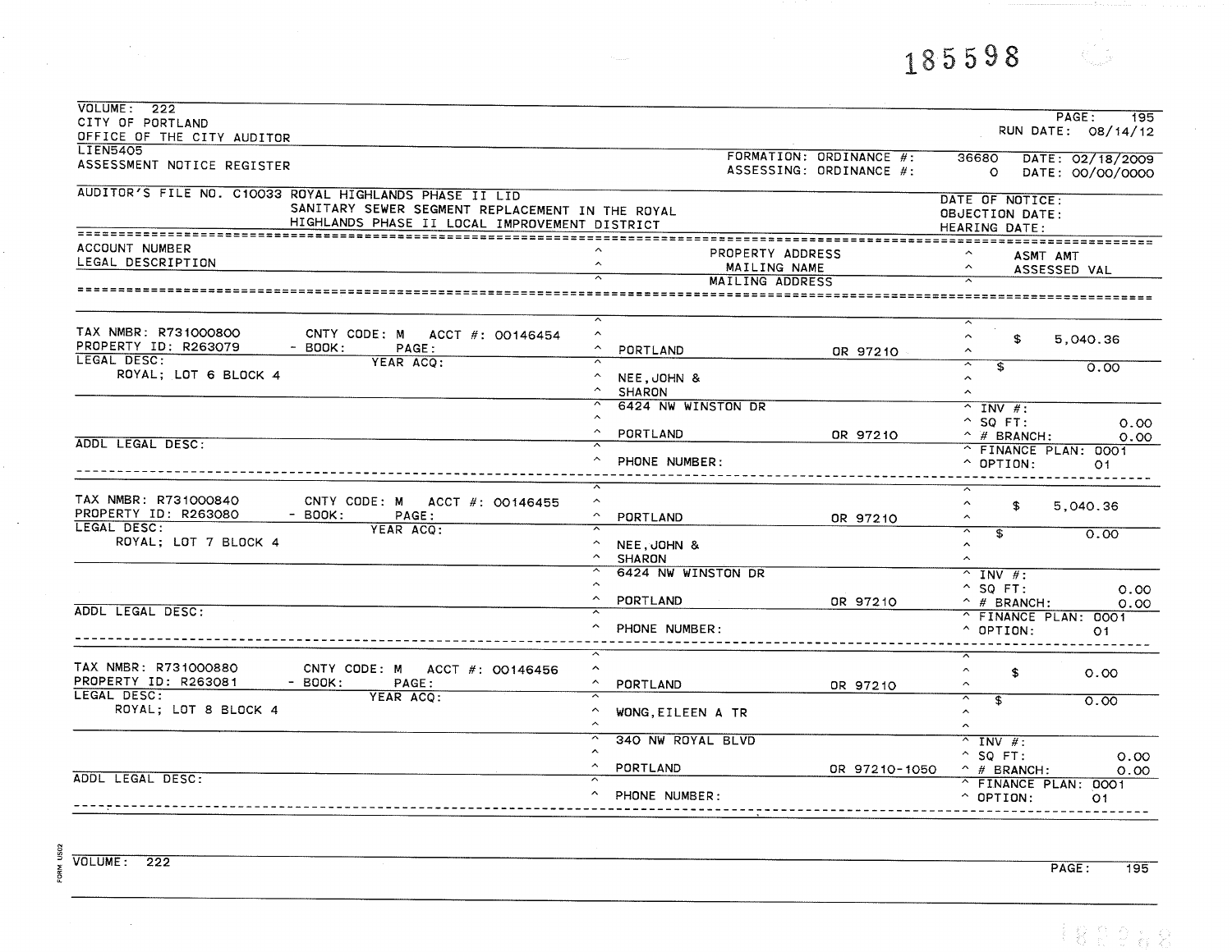185598

VOLUME: 222
CITY OF PORTLAND
OFFICE OF THE CITY AUDITOR
LIEN5405
ASSESSMENT NOTICE REGISTER

PAGE: 195
RUN DATE: 08/14/12

FORMATION: ORDINANCE #: 36680 DATE: 02/18/2009
ASSESSING: ORDINANCE #: 0 DATE: 00/00/0000

AUDITOR'S FILE NO. C10033 ROYAL HIGHLANDS PHASE II LID
SANITARY SEWER SEGMENT REPLACEMENT IN THE ROYAL HIGHLANDS PHASE II LOCAL IMPROVEMENT DISTRICT

DATE OF NOTICE:
OBJECTION DATE:
HEARING DATE:

| ACCOUNT NUMBER / LEGAL DESCRIPTION | PROPERTY ADDRESS / MAILING NAME / MAILING ADDRESS | ASMT AMT / ASSESSED VAL |
|---|---|---|
| TAX NMBR: R731000800 CNTY CODE: M ACCT #: 00146454<br>PROPERTY ID: R263079 - BOOK: PAGE:<br>LEGAL DESC: YEAR ACQ:<br>ROYAL; LOT 6 BLOCK 4<br>ADDL LEGAL DESC: | PORTLAND OR 97210<br>NEE,JOHN &<br>SHARON<br>6424 NW WINSTON DR<br>PORTLAND OR 97210<br>PHONE NUMBER: | $ 5,040.36<br>$ 0.00<br>INV #:<br>SQ FT: 0.00<br># BRANCH: 0.00<br>FINANCE PLAN: 0001<br>OPTION: 01 |
| TAX NMBR: R731000840 CNTY CODE: M ACCT #: 00146455<br>PROPERTY ID: R263080 - BOOK: PAGE:<br>LEGAL DESC: YEAR ACQ:<br>ROYAL; LOT 7 BLOCK 4<br>ADDL LEGAL DESC: | PORTLAND OR 97210<br>NEE,JOHN &<br>SHARON<br>6424 NW WINSTON DR<br>PORTLAND OR 97210<br>PHONE NUMBER: | $ 5,040.36<br>$ 0.00<br>INV #:<br>SQ FT: 0.00<br># BRANCH: 0.00<br>FINANCE PLAN: 0001<br>OPTION: 01 |
| TAX NMBR: R731000880 CNTY CODE: M ACCT #: 00146456<br>PROPERTY ID: R263081 - BOOK: PAGE:<br>LEGAL DESC: YEAR ACQ:<br>ROYAL; LOT 8 BLOCK 4<br>ADDL LEGAL DESC: | PORTLAND OR 97210<br>WONG,EILEEN A TR<br>340 NW ROYAL BLVD<br>PORTLAND OR 97210-1050<br>PHONE NUMBER: | $ 0.00<br>$ 0.00<br>INV #:<br>SQ FT: 0.00<br># BRANCH: 0.00<br>FINANCE PLAN: 0001<br>OPTION: 01 |

VOLUME: 222 PAGE: 195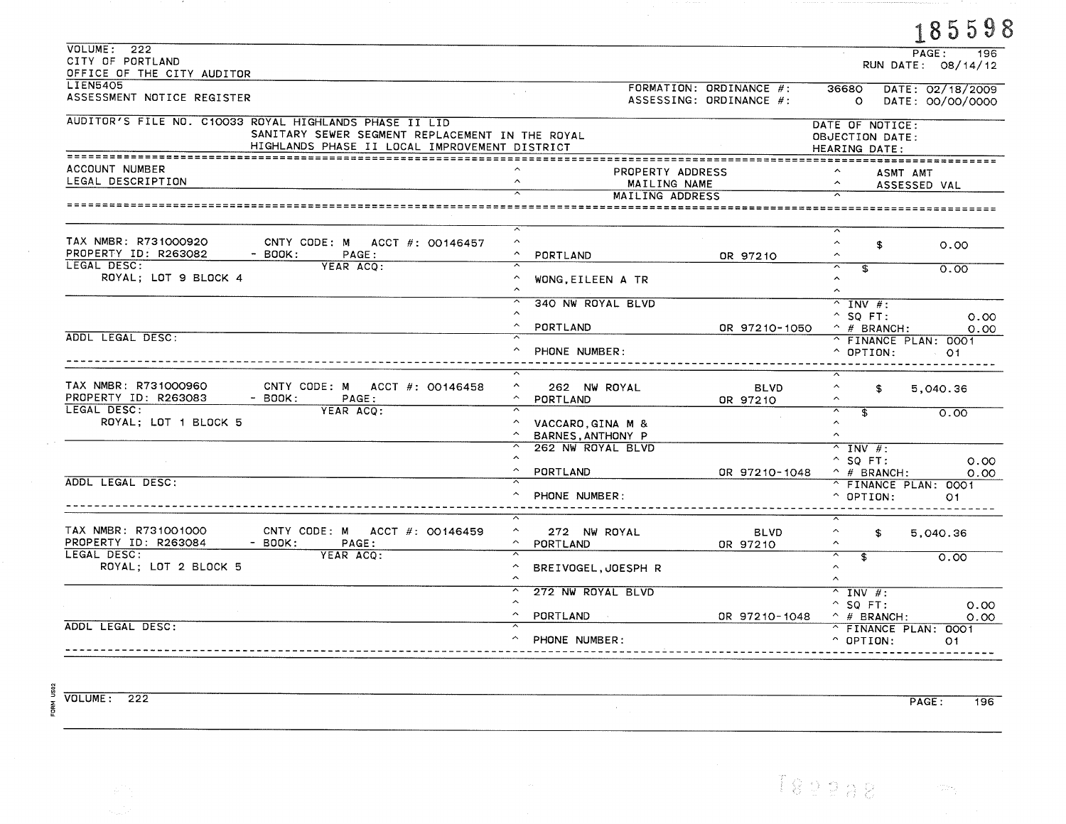185598

VOLUME: 222
CITY OF PORTLAND
OFFICE OF THE CITY AUDITOR
LIEN5405
ASSESSMENT NOTICE REGISTER

PAGE: 196
RUN DATE: 08/14/12

FORMATION: ORDINANCE #: 36680 DATE: 02/18/2009
ASSESSING: ORDINANCE #: 0 DATE: 00/00/0000

AUDITOR'S FILE NO. C10033 ROYAL HIGHLANDS PHASE II LID
SANITARY SEWER SEGMENT REPLACEMENT IN THE ROYAL HIGHLANDS PHASE II LOCAL IMPROVEMENT DISTRICT

DATE OF NOTICE:
OBJECTION DATE:
HEARING DATE:

| ACCOUNT NUMBER / LEGAL DESCRIPTION | PROPERTY ADDRESS / MAILING NAME / MAILING ADDRESS | ASMT AMT / ASSESSED VAL |
|---|---|---|
| TAX NMBR: R731000920 CNTY CODE: M ACCT #: 00146457<br>PROPERTY ID: R263082 - BOOK: PAGE:<br>LEGAL DESC: YEAR ACQ:<br>ROYAL; LOT 9 BLOCK 4<br>ADDL LEGAL DESC: | PORTLAND OR 97210<br>WONG,EILEEN A TR<br>340 NW ROYAL BLVD<br>PORTLAND OR 97210-1050<br>PHONE NUMBER: | $ 0.00<br>$ 0.00<br>INV #:<br>SQ FT: 0.00<br># BRANCH: 0.00<br>FINANCE PLAN: 0001<br>OPTION: 01 |
| TAX NMBR: R731000960 CNTY CODE: M ACCT #: 00146458<br>PROPERTY ID: R263083 - BOOK: PAGE:<br>LEGAL DESC: YEAR ACQ:<br>ROYAL; LOT 1 BLOCK 5<br>ADDL LEGAL DESC: | 262 NW ROYAL BLVD<br>PORTLAND OR 97210<br>VACCARO,GINA M &<br>BARNES,ANTHONY P<br>262 NW ROYAL BLVD<br>PORTLAND OR 97210-1048<br>PHONE NUMBER: | $ 5,040.36<br>$ 0.00<br>INV #:<br>SQ FT: 0.00<br># BRANCH: 0.00<br>FINANCE PLAN: 0001<br>OPTION: 01 |
| TAX NMBR: R731001000 CNTY CODE: M ACCT #: 00146459<br>PROPERTY ID: R263084 - BOOK: PAGE:<br>LEGAL DESC: YEAR ACQ:<br>ROYAL; LOT 2 BLOCK 5<br>ADDL LEGAL DESC: | 272 NW ROYAL BLVD<br>PORTLAND OR 97210<br>BREIVOGEL,JOESPH R<br>272 NW ROYAL BLVD<br>PORTLAND OR 97210-1048<br>PHONE NUMBER: | $ 5,040.36<br>$ 0.00<br>INV #:<br>SQ FT: 0.00<br># BRANCH: 0.00<br>FINANCE PLAN: 0001<br>OPTION: 01 |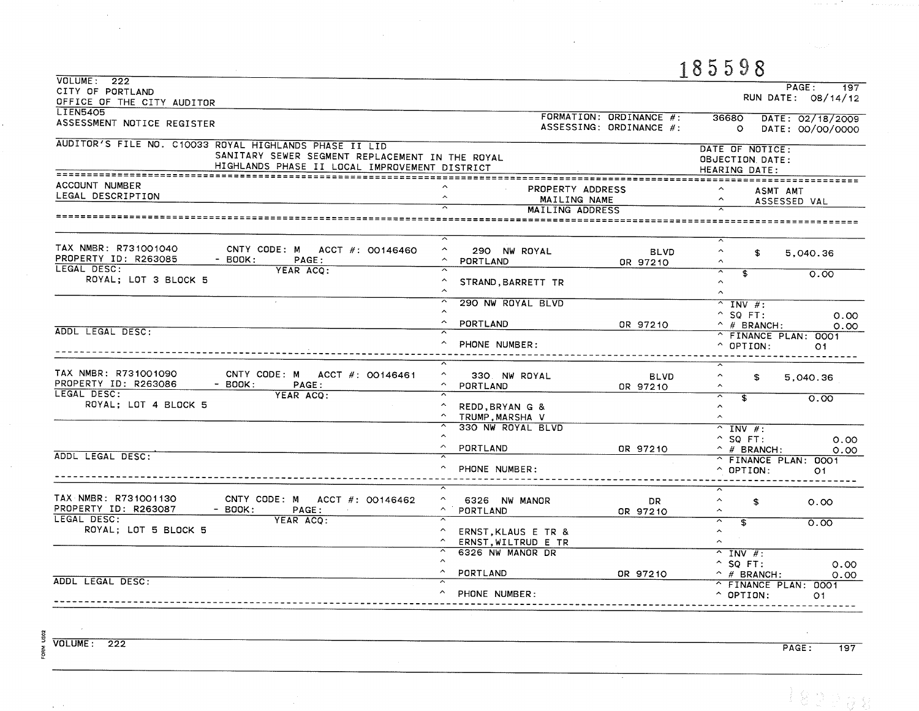185598

VOLUME: 222
CITY OF PORTLAND
OFFICE OF THE CITY AUDITOR
LIEN5405
ASSESSMENT NOTICE REGISTER

PAGE: 197
RUN DATE: 08/14/12

FORMATION: ORDINANCE #: 36680 DATE: 02/18/2009
ASSESSING: ORDINANCE #: 0 DATE: 00/00/0000

AUDITOR'S FILE NO. C10033 ROYAL HIGHLANDS PHASE II LID
SANITARY SEWER SEGMENT REPLACEMENT IN THE ROYAL HIGHLANDS PHASE II LOCAL IMPROVEMENT DISTRICT

DATE OF NOTICE:
OBJECTION DATE:
HEARING DATE:

| ACCOUNT NUMBER / LEGAL DESCRIPTION | PROPERTY ADDRESS / MAILING NAME / MAILING ADDRESS | ASMT AMT / ASSESSED VAL |
|---|---|---|
| TAX NMBR: R731001040 CNTY CODE: M ACCT #: 00146460<br>PROPERTY ID: R263085 - BOOK: PAGE:<br>LEGAL DESC: YEAR ACQ:<br>ROYAL; LOT 3 BLOCK 5<br>ADDL LEGAL DESC: | 290 NW ROYAL BLVD<br>PORTLAND OR 97210<br>STRAND,BARRETT TR<br>290 NW ROYAL BLVD<br>PORTLAND OR 97210<br>PHONE NUMBER: | $ 5,040.36<br>$ 0.00<br>INV #:<br>SQ FT: 0.00<br># BRANCH: 0.00<br>FINANCE PLAN: 0001<br>OPTION: 01 |
| TAX NMBR: R731001090 CNTY CODE: M ACCT #: 00146461<br>PROPERTY ID: R263086 - BOOK: PAGE:<br>LEGAL DESC: YEAR ACQ:<br>ROYAL; LOT 4 BLOCK 5<br>ADDL LEGAL DESC: | 330 NW ROYAL BLVD<br>PORTLAND OR 97210<br>REDD,BRYAN G &<br>TRUMP,MARSHA V<br>330 NW ROYAL BLVD<br>PORTLAND OR 97210<br>PHONE NUMBER: | $ 5,040.36<br>$ 0.00<br>INV #:<br>SQ FT: 0.00<br># BRANCH: 0.00<br>FINANCE PLAN: 0001<br>OPTION: 01 |
| TAX NMBR: R731001130 CNTY CODE: M ACCT #: 00146462<br>PROPERTY ID: R263087 - BOOK: PAGE:<br>LEGAL DESC: YEAR ACQ:<br>ROYAL; LOT 5 BLOCK 5<br>ADDL LEGAL DESC: | 6326 NW MANOR DR<br>PORTLAND OR 97210<br>ERNST,KLAUS E TR &<br>ERNST,WILTRUD E TR<br>6326 NW MANOR DR<br>PORTLAND OR 97210<br>PHONE NUMBER: | $ 0.00<br>$ 0.00<br>INV #:<br>SQ FT: 0.00<br># BRANCH: 0.00<br>FINANCE PLAN: 0001<br>OPTION: 01 |

VOLUME: 222

PAGE: 197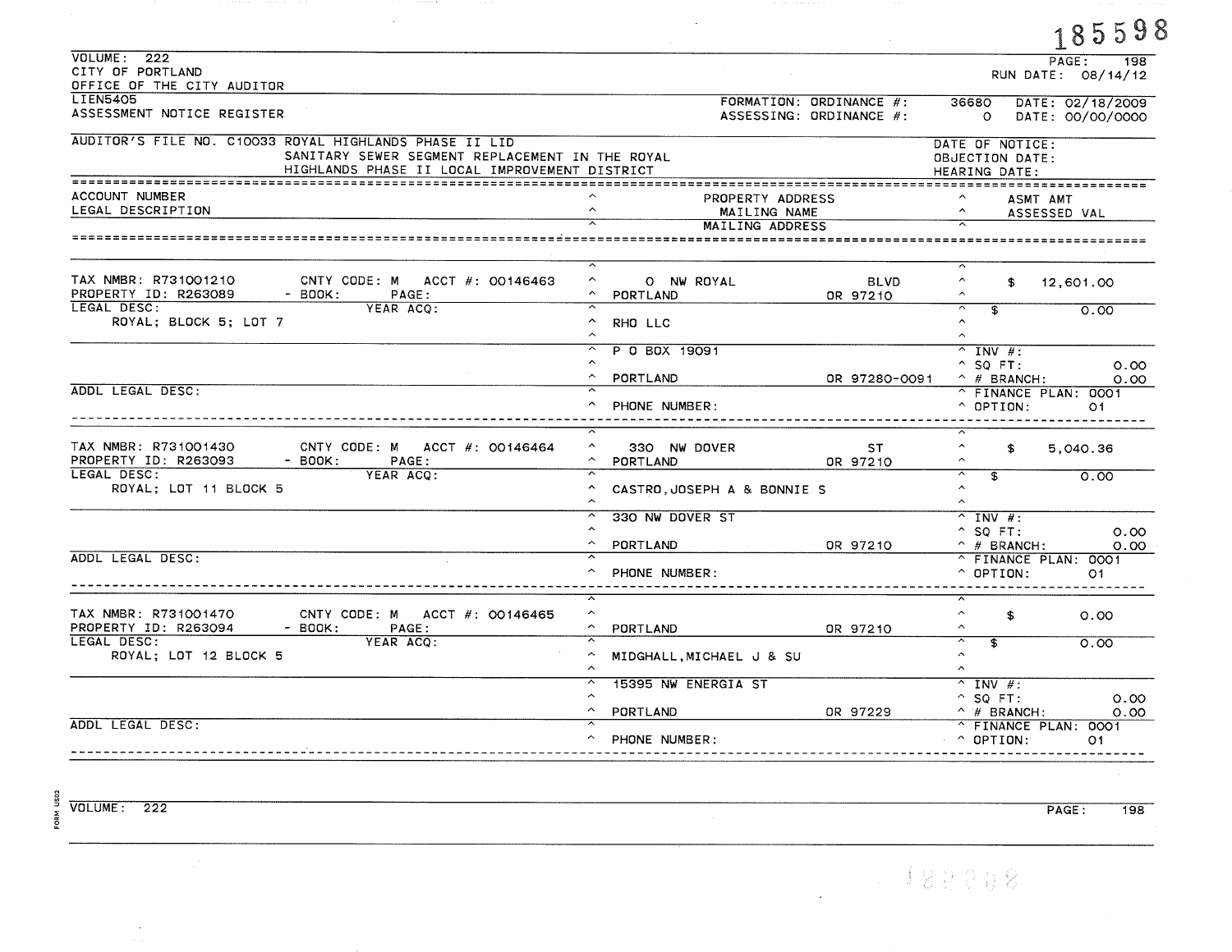185598

VOLUME: 222
CITY OF PORTLAND
OFFICE OF THE CITY AUDITOR

PAGE: 198
RUN DATE: 08/14/12

LIEN5405
ASSESSMENT NOTICE REGISTER

FORMATION: ORDINANCE #: 36680 DATE: 02/18/2009
ASSESSING: ORDINANCE #: 0 DATE: 00/00/0000

AUDITOR'S FILE NO. C10033 ROYAL HIGHLANDS PHASE II LID
SANITARY SEWER SEGMENT REPLACEMENT IN THE ROYAL
HIGHLANDS PHASE II LOCAL IMPROVEMENT DISTRICT

DATE OF NOTICE:
OBJECTION DATE:
HEARING DATE:

| ACCOUNT NUMBER / LEGAL DESCRIPTION | PROPERTY ADDRESS / MAILING NAME / MAILING ADDRESS | ASMT AMT / ASSESSED VAL |
|---|---|---|
| TAX NMBR: R731001210 CNTY CODE: M ACCT #: 00146463<br>PROPERTY ID: R263089 - BOOK: PAGE:<br>LEGAL DESC: YEAR ACQ:<br>ROYAL; BLOCK 5; LOT 7<br>ADDL LEGAL DESC: | 0 NW ROYAL BLVD<br>PORTLAND OR 97210<br>RHO LLC<br>P O BOX 19091<br>PORTLAND OR 97280-0091<br>PHONE NUMBER: | $ 12,601.00<br>$ 0.00<br>INV #:<br>SQ FT: 0.00<br># BRANCH: 0.00<br>FINANCE PLAN: 0001<br>OPTION: 01 |
| TAX NMBR: R731001430 CNTY CODE: M ACCT #: 00146464<br>PROPERTY ID: R263093 - BOOK: PAGE:<br>LEGAL DESC: YEAR ACQ:<br>ROYAL; LOT 11 BLOCK 5<br>ADDL LEGAL DESC: | 330 NW DOVER ST<br>PORTLAND OR 97210<br>CASTRO,JOSEPH A & BONNIE S<br>330 NW DOVER ST<br>PORTLAND OR 97210<br>PHONE NUMBER: | $ 5,040.36<br>$ 0.00<br>INV #:<br>SQ FT: 0.00<br># BRANCH: 0.00<br>FINANCE PLAN: 0001<br>OPTION: 01 |
| TAX NMBR: R731001470 CNTY CODE: M ACCT #: 00146465<br>PROPERTY ID: R263094 - BOOK: PAGE:<br>LEGAL DESC: YEAR ACQ:<br>ROYAL; LOT 12 BLOCK 5<br>ADDL LEGAL DESC: | PORTLAND OR 97210<br>MIDGHALL,MICHAEL J & SU<br>15395 NW ENERGIA ST<br>PORTLAND OR 97229<br>PHONE NUMBER: | $ 0.00<br>$ 0.00<br>INV #:<br>SQ FT: 0.00<br># BRANCH: 0.00<br>FINANCE PLAN: 0001<br>OPTION: 01 |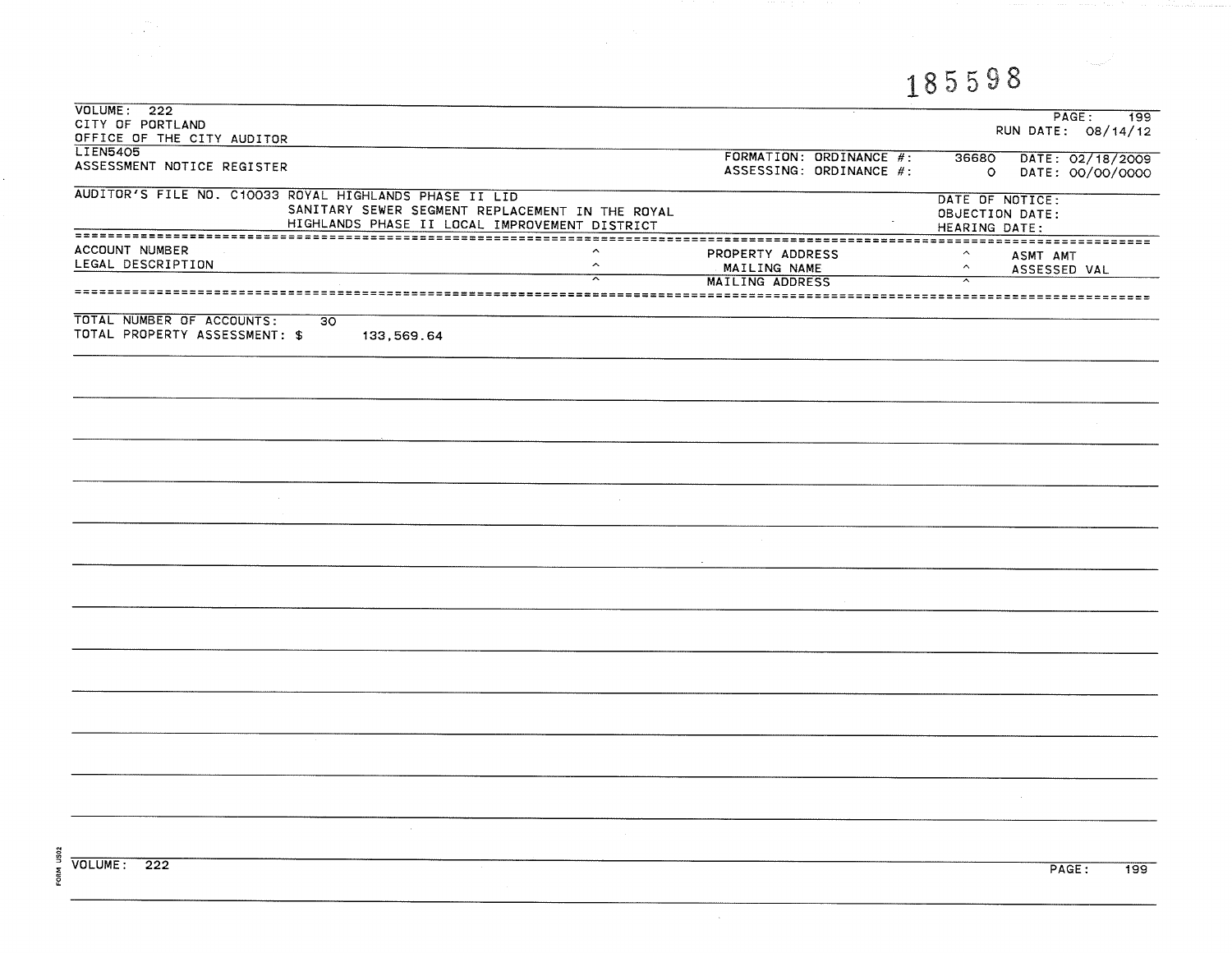185598

VOLUME: 222
CITY OF PORTLAND
OFFICE OF THE CITY AUDITOR

RUN DATE: 08/14/12

LIEN5405
ASSESSMENT NOTICE REGISTER

FORMATION: ORDINANCE #: 36680 DATE: 02/18/2009
ASSESSING: ORDINANCE #: 0 DATE: 00/00/0000

AUDITOR'S FILE NO. C10033 ROYAL HIGHLANDS PHASE II LID
SANITARY SEWER SEGMENT REPLACEMENT IN THE ROYAL
HIGHLANDS PHASE II LOCAL IMPROVEMENT DISTRICT

DATE OF NOTICE:
OBJECTION DATE:
HEARING DATE:

| ACCOUNT NUMBER / LEGAL DESCRIPTION | PROPERTY ADDRESS / MAILING NAME / MAILING ADDRESS | ASMT AMT / ASSESSED VAL |
|---|---|---|

TOTAL NUMBER OF ACCOUNTS: 30
TOTAL PROPERTY ASSESSMENT: $ 133,569.64